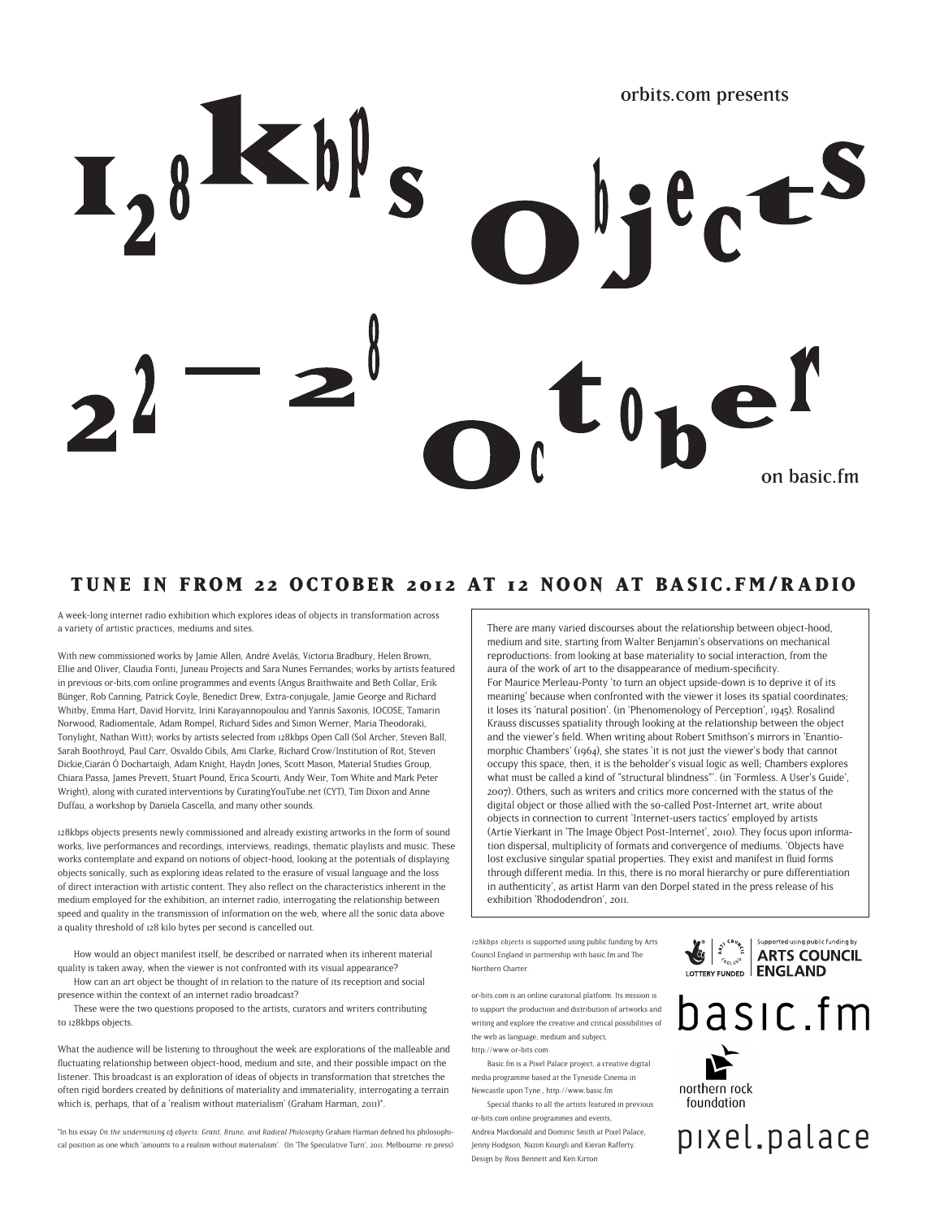orbits.com presents

# 128kbps objects

# 22—28 October

on basic.fm

## TUNE IN FROM 22 OCTOBER 2012 AT 12 NOON AT BASIC.FM/RADIO

A week-long internet radio exhibition which explores ideas of objects in transformation across a variety of artistic practices, mediums and sites.

With new commissioned works by Jamie Allen, André Avelãs, Victoria Bradbury, Helen Brown, Ellie and Oliver, Claudia Fonti, Juneau Projects and Sara Nunes Fernandes; works by artists featured in previous or-bits.com online programmes and events (Angus Braithwaite and Beth Collar, Erik Bünger, Rob Canning, Patrick Coyle, Benedict Drew, Extra-conjugale, Jamie George and Richard Whitby, Emma Hart, David Horvitz, Irini Karayannopoulou and Yannis Saxonis, IOCOSE, Tamarin Norwood, Radiomentale, Adam Rompel, Richard Sides and Simon Werner, Maria Theodoraki, Tonylight, Nathan Witt); works by artists selected from 128kbps Open Call (Sol Archer, Steven Ball, Sarah Boothroyd, Paul Carr, Osvaldo Cibils, Ami Clarke, Richard Crow/Institution of Rot, Steven Dickie,Ciarán Ó Dochartaigh, Adam Knight, Haydn Jones, Scott Mason, Material Studies Group, Chiara Passa, James Prevett, Stuart Pound, Erica Scourti, Andy Weir, Tom White and Mark Peter Wright), along with curated interventions by CuratingYouTube.net (CYT), Tim Dixon and Anne Duffau, a workshop by Daniela Cascella, and many other sounds.

128kbps objects presents newly commissioned and already existing artworks in the form of sound works, live performances and recordings, interviews, readings, thematic playlists and music. These works contemplate and expand on notions of object-hood, looking at the potentials of displaying objects sonically, such as exploring ideas related to the erasure of visual language and the loss of direct interaction with artistic content. They also reflect on the characteristics inherent in the medium employed for the exhibition, an internet radio, interrogating the relationship between speed and quality in the transmission of information on the web, where all the sonic data above a quality threshold of 128 kilo bytes per second is cancelled out.

How would an object manifest itself, be described or narrated when its inherent material quality is taken away, when the viewer is not confronted with its visual appearance?

How can an art object be thought of in relation to the nature of its reception and social presence within the context of an internet radio broadcast?

These were the two questions proposed to the artists, curators and writers contributing to 128kbps objects.

What the audience will be listening to throughout the week are explorations of the malleable and fluctuating relationship between object-hood, medium and site, and their possible impact on the listener. This broadcast is an exploration of ideas of objects in transformation that stretches the often rigid borders created by definitions of materiality and immateriality, interrogating a terrain which is, perhaps, that of a 'realism without materialism' (Graham Harman, 2011)*.

*In his essay *On the undermining of objects: Grant, Bruno, and Radical Philosophy* Graham Harman defined his philosophical position as one which 'amounts to a realism without materialism'. (In 'The Speculative Turn', 2011. Melbourne: re.press)

There are many varied discourses about the relationship between object-hood, medium and site, starting from Walter Benjamin's observations on mechanical reproductions: from looking at base materiality to social interaction, from the aura of the work of art to the disappearance of medium-specificity.
For Maurice Merleau-Ponty 'to turn an object upside-down is to deprive it of its meaning' because when confronted with the viewer it loses its spatial coordinates; it loses its 'natural position'. (in 'Phenomenology of Perception', 1945). Rosalind Krauss discusses spatiality through looking at the relationship between the object and the viewer's field. When writing about Robert Smithson's mirrors in 'Enantiomorphic Chambers' (1964), she states 'it is not just the viewer's body that cannot occupy this space, then, it is the beholder's visual logic as well; Chambers explores what must be called a kind of "structural blindness"'. (in 'Formless. A User's Guide', 2007). Others, such as writers and critics more concerned with the status of the digital object or those allied with the so-called Post-Internet art, write about objects in connection to current 'Internet-users tactics' employed by artists (Artie Vierkant in 'The Image Object Post-Internet', 2010). They focus upon information dispersal, multiplicity of formats and convergence of mediums. 'Objects have lost exclusive singular spatial properties. They exist and manifest in fluid forms through different media. In this, there is no moral hierarchy or pure differentiation in authenticity', as artist Harm van den Dorpel stated in the press release of his exhibition 'Rhododendron', 2011.

*128kbps objects* is supported using public funding by Arts Council England in partnership with basic.fm and The Northern Charter.

or-bits.com is an online curatorial platform. Its mission is to support the production and distribution of artworks and writing and explore the creative and critical possibilities of the web as language, medium and subject, http://www.or-bits.com

Basic.fm is a Pixel Palace project, a creative digital media programme based at the Tyneside Cinema in Newcastle upon Tyne , http://www.basic.fm

Special thanks to all the artists featured in previous or-bits.com online programmes and events, Andrea Macdonald and Dominic Smith at Pixel Palace, Jenny Hodgson, Nazim Kourgli and Kieran Rafferty. Design by Ross Bennett and Ken Kirton

Supported using public funding by ARTS COUNCIL ENGLAND — LOTTERY FUNDED

basic.fm

northern rock foundation

pixel.palace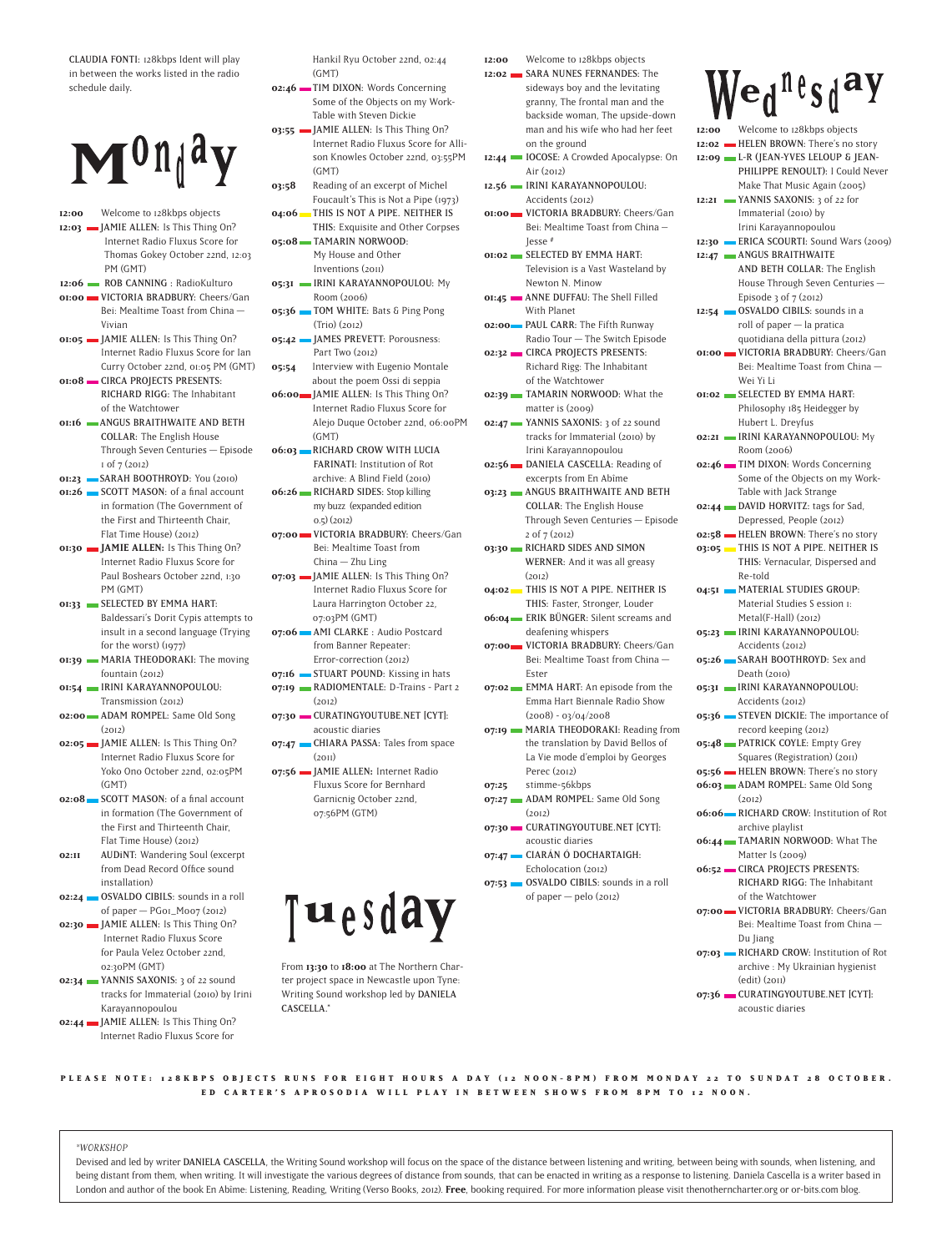CLAUDIA FONTI: 128kbps Ident will play in between the works listed in the radio schedule daily.

# Monday

- **12:00** Welcome to 128kbps objects
- **12:03** JAMIE ALLEN: Is This Thing On? Internet Radio Fluxus Score for Thomas Gokey October 22nd, 12:03 PM (GMT)
- **12:06** ROB CANNING : RadioKulturo
- **01:00** VICTORIA BRADBURY: Cheers/Gan Bei: Mealtime Toast from China — Vivian
- **01:05** JAMIE ALLEN: Is This Thing On? Internet Radio Fluxus Score for Ian Curry October 22nd, 01:05 PM (GMT)
- **01:08** CIRCA PROJECTS PRESENTS: RICHARD RIGG: The Inhabitant of the Watchtower
- **01:16** ANGUS BRAITHWAITE AND BETH COLLAR: The English House Through Seven Centuries — Episode 1 of 7 (2012)
- **01:23** SARAH BOOTHROYD: You (2010)
- **01:26** SCOTT MASON: of a final account in formation (The Government of the First and Thirteenth Chair, Flat Time House) (2012)
- **01:30** **JAMIE ALLEN:** Is This Thing On? Internet Radio Fluxus Score for Paul Boshears October 22nd, 1:30 PM (GMT)
- **01:33** SELECTED BY EMMA HART: Baldessari's Dorit Cypis attempts to insult in a second language (Trying for the worst) (1977)
- **01:39** MARIA THEODORAKI: The moving fountain (2012)
- **01:54** IRINI KARAYANNOPOULOU: Transmission (2012)
- **02:00** ADAM ROMPEL: Same Old Song (2012)
- **02:05** JAMIE ALLEN: Is This Thing On? Internet Radio Fluxus Score for Yoko Ono October 22nd, 02:05PM (GMT)
- **02:08** SCOTT MASON: of a final account in formation (The Government of the First and Thirteenth Chair, Flat Time House) (2012)
- **02:11** AUDiNT: Wandering Soul (excerpt from Dead Record Office sound installation)
- **02:24** OSVALDO CIBILS: sounds in a roll of paper — PG01_M007 (2012)
- **02:30** JAMIE ALLEN: Is This Thing On? Internet Radio Fluxus Score for Paula Velez October 22nd, 02:30PM (GMT)
- **02:34** YANNIS SAXONIS: 3 of 22 sound tracks for Immaterial (2010) by Irini Karayannopoulou
- **02:44** JAMIE ALLEN: Is This Thing On? Internet Radio Fluxus Score for Hankil Ryu October 22nd, 02:44 (GMT)
- **02:46** TIM DIXON: Words Concerning Some of the Objects on my Work-Table with Steven Dickie
- **03:55** JAMIE ALLEN: Is This Thing On? Internet Radio Fluxus Score for Allison Knowles October 22nd, 03:55PM (GMT)
- **03:58** Reading of an excerpt of Michel Foucault's This is Not a Pipe (1973)
- **04:06** THIS IS NOT A PIPE. NEITHER IS THIS: Exquisite and Other Corpses
- **05:08** TAMARIN NORWOOD: My House and Other Inventions (2011)
- **05:31** IRINI KARAYANNOPOULOU: My Room (2006)
- **05:36** TOM WHITE: Bats & Ping Pong (Trio) (2012)
- **05:42** JAMES PREVETT: Porousness: Part Two (2012)
- **05:54** Interview with Eugenio Montale about the poem Ossi di seppia
- **06:00** JAMIE ALLEN: Is This Thing On? Internet Radio Fluxus Score for Alejo Duque October 22nd, 06:00PM (GMT)
- **06:03** RICHARD CROW WITH LUCIA FARINATI: Institution of Rot archive: A Blind Field (2010)
- **06:26** RICHARD SIDES: Stop killing my buzz (expanded edition 0.5) (2012)
- **07:00** VICTORIA BRADBURY: Cheers/Gan Bei: Mealtime Toast from China — Zhu Ling
- **07:03** JAMIE ALLEN: Is This Thing On? Internet Radio Fluxus Score for Laura Harrington October 22, 07:03PM (GMT)
- **07:06** AMI CLARKE : Audio Postcard from Banner Repeater: Error-correction (2012)
- **07:16** STUART POUND: Kissing in hats
- **07:19** RADIOMENTALE: D-Trains - Part 2 (2012)
- **07:30** CURATINGYOUTUBE.NET [CYT]: acoustic diaries
- **07:47** CHIARA PASSA: Tales from space (2011)
- **07:56** JAMIE ALLEN: Internet Radio Fluxus Score for Bernhard Garnicnig October 22nd, 07:56PM (GTM)

# Tuesday

From **13:30** to **18:00** at The Northern Charter project space in Newcastle upon Tyne: Writing Sound workshop led by DANIELA CASCELLA.*

- **12:00** Welcome to 128kbps objects
- **12:02** SARA NUNES FERNANDES: The sideways boy and the levitating granny, The frontal man and the backside woman, The upside-down man and his wife who had her feet on the ground
- **12:44** IOCOSE: A Crowded Apocalypse: On Air (2012)
- **12.56** IRINI KARAYANNOPOULOU: Accidents (2012)
- **01:00** VICTORIA BRADBURY: Cheers/Gan Bei: Mealtime Toast from China — Jesse #
- **01:02** SELECTED BY EMMA HART: Television is a Vast Wasteland by Newton N. Minow
- **01:45** ANNE DUFFAU: The Shell Filled With Planet
- **02:00** PAUL CARR: The Fifth Runway Radio Tour — The Switch Episode
- **02:32** CIRCA PROJECTS PRESENTS: Richard Rigg: The Inhabitant of the Watchtower
- **02:39** TAMARIN NORWOOD: What the matter is (2009)
- **02:47** YANNIS SAXONIS: 3 of 22 sound tracks for Immaterial (2010) by Irini Karayannopoulou
- **02:56** DANIELA CASCELLA: Reading of excerpts from En Abîme
- **03:23** ANGUS BRAITHWAITE AND BETH COLLAR: The English House Through Seven Centuries — Episode 2 of 7 (2012)
- **03:30** RICHARD SIDES AND SIMON WERNER: And it was all greasy (2012)
- **04:02** THIS IS NOT A PIPE. NEITHER IS THIS: Faster, Stronger, Louder
- **06:04** ERIK BÜNGER: Silent screams and deafening whispers
- **07:00** VICTORIA BRADBURY: Cheers/Gan Bei: Mealtime Toast from China — Ester
- **07:02** EMMA HART: An episode from the Emma Hart Biennale Radio Show (2008) - 03/04/2008
- **07:19** MARIA THEODORAKI: Reading from the translation by David Bellos of La Vie mode d'emploi by Georges Perec (2012)
- **07:25** stimme-56kbps
- **07:27** ADAM ROMPEL: Same Old Song (2012)
- **07:30** CURATINGYOUTUBE.NET [CYT]: acoustic diaries
- **07:47** CIARÁN Ó DOCHARTAIGH: Echolocation (2012)
- **07:53** OSVALDO CIBILS: sounds in a roll of paper — pelo (2012)

# Wednesday

- **12:00** Welcome to 128kbps objects
- **12:02** HELEN BROWN: There's no story
- **12:09** L-R (JEAN-YVES LELOUP & JEAN-PHILIPPE RENOULT): I Could Never Make That Music Again (2005)
- **12:21** YANNIS SAXONIS: 3 of 22 for Immaterial (2010) by Irini Karayannopoulou
- **12:30** ERICA SCOURTI: Sound Wars (2009)
- **12:47** ANGUS BRAITHWAITE AND BETH COLLAR: The English House Through Seven Centuries — Episode 3 of 7 (2012)
- **12:54** OSVALDO CIBILS: sounds in a roll of paper — la pratica quotidiana della pittura (2012)
- **01:00** VICTORIA BRADBURY: Cheers/Gan Bei: Mealtime Toast from China — Wei Yi Li
- **01:02** SELECTED BY EMMA HART: Philosophy 185 Heidegger by Hubert L. Dreyfus
- **02:21** IRINI KARAYANNOPOULOU: My Room (2006)
- **02:46** TIM DIXON: Words Concerning Some of the Objects on my Work-Table with Jack Strange
- **02:44** DAVID HORVITZ: tags for Sad, Depressed, People (2012)
- **02:58** HELEN BROWN: There's no story
- **03:05** THIS IS NOT A PIPE. NEITHER IS THIS: Vernacular, Dispersed and Re-told
- **04:51** MATERIAL STUDIES GROUP: Material Studies S ession 1: Metal(F-Hall) (2012)
- **05:23** IRINI KARAYANNOPOULOU: Accidents (2012)
- **05:26** SARAH BOOTHROYD: Sex and Death (2010)
- **05:31** IRINI KARAYANNOPOULOU: Accidents (2012)
- **05:36** STEVEN DICKIE: The importance of record keeping (2012)
- **05:48** PATRICK COYLE: Empty Grey Squares (Registration) (2011)
- **05:56** HELEN BROWN: There's no story
- **06:03** ADAM ROMPEL: Same Old Song (2012)
- **06:06** RICHARD CROW: Institution of Rot archive playlist
- **06:44** TAMARIN NORWOOD: What The Matter Is (2009)
- **06:52** CIRCA PROJECTS PRESENTS: RICHARD RIGG: The Inhabitant of the Watchtower
- **07:00** VICTORIA BRADBURY: Cheers/Gan Bei: Mealtime Toast from China — Du Jiang
- **07:03** RICHARD CROW: Institution of Rot archive : My Ukrainian hygienist (edit) (2011)
- **07:36** CURATINGYOUTUBE.NET [CYT]: acoustic diaries

**PLEASE NOTE: 128KBPS OBJECTS RUNS FOR EIGHT HOURS A DAY (12 NOON-8PM) FROM MONDAY 22 TO SUNDAT 28 OCTOBER. ED CARTER'S APROSODIA WILL PLAY IN BETWEEN SHOWS FROM 8PM TO 12 NOON.**

*WORKSHOP*

Devised and led by writer DANIELA CASCELLA, the Writing Sound workshop will focus on the space of the distance between listening and writing, between being with sounds, when listening, and being distant from them, when writing. It will investigate the various degrees of distance from sounds, that can be enacted in writing as a response to listening. Daniela Cascella is a writer based in London and author of the book En Abîme: Listening, Reading, Writing (Verso Books, 2012). **Free**, booking required. For more information please visit thenortherncharter.org or or-bits.com blog.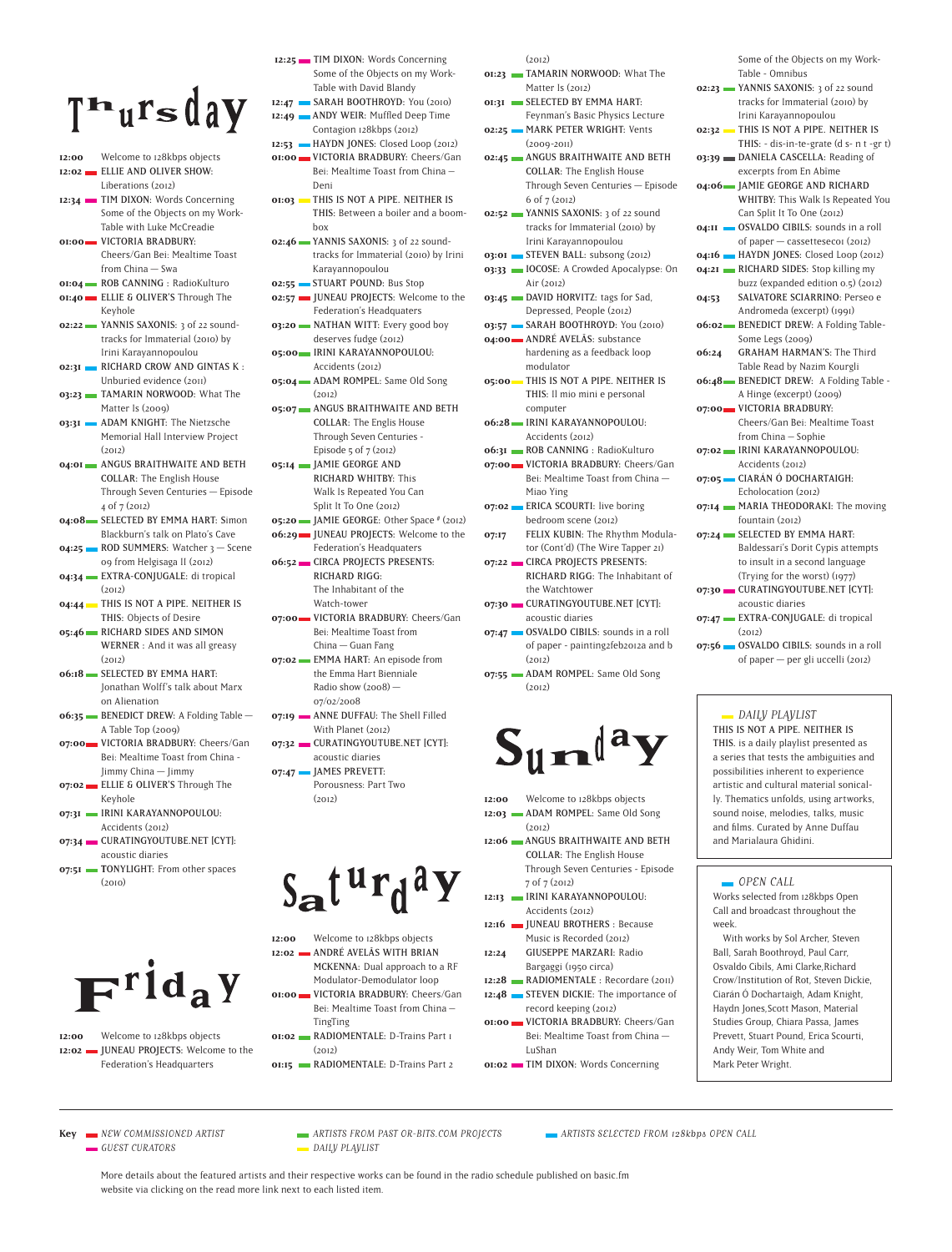# Thursday

**12:00** Welcome to 128kbps objects
**12:02** ELLIE AND OLIVER SHOW: Liberations (2012)
**12:34** TIM DIXON: Words Concerning Some of the Objects on my Work-Table with Luke McCreadie
**01:00** VICTORIA BRADBURY: Cheers/Gan Bei: Mealtime Toast from China — Swa
**01:04** ROB CANNING : RadioKulturo
**01:40** ELLIE & OLIVER'S Through The Keyhole
**02:22** YANNIS SAXONIS: 3 of 22 sound-tracks for Immaterial (2010) by Irini Karayannopoulou
**02:31** RICHARD CROW AND GINTAS K : Unburied evidence (2011)
**03:23** TAMARIN NORWOOD: What The Matter Is (2009)
**03:31** ADAM KNIGHT: The Nietzsche Memorial Hall Interview Project (2012)
**04:01** ANGUS BRAITHWAITE AND BETH COLLAR: The English House Through Seven Centuries — Episode 4 of 7 (2012)
**04:08** SELECTED BY EMMA HART: Simon Blackburn's talk on Plato's Cave
**04:25** ROD SUMMERS: Watcher 3 — Scene 09 from Helgisaga II (2012)
**04:34** EXTRA-CONJUGALE: di tropical (2012)
**04:44** THIS IS NOT A PIPE. NEITHER IS THIS: Objects of Desire
**05:46** RICHARD SIDES AND SIMON WERNER : And it was all greasy (2012)
**06:18** SELECTED BY EMMA HART: Jonathan Wolff's talk about Marx on Alienation
**06:35** BENEDICT DREW: A Folding Table — A Table Top (2009)
**07:00** VICTORIA BRADBURY: Cheers/Gan Bei: Mealtime Toast from China - Jimmy China — Jimmy
**07:02** ELLIE & OLIVER'S Through The Keyhole
**07:31** IRINI KARAYANNOPOULOU: Accidents (2012)
**07:34** CURATINGYOUTUBE.NET [CYT]: acoustic diaries
**07:51** TONYLIGHT: From other spaces (2010)

# Friday

**12:00** Welcome to 128kbps objects
**12:02** JUNEAU PROJECTS: Welcome to the Federation's Headquarters
**12:25** TIM DIXON: Words Concerning Some of the Objects on my Work-Table with David Blandy
**12:47** SARAH BOOTHROYD: You (2010)
**12:49** ANDY WEIR: Muffled Deep Time Contagion 128kbps (2012)
**12:53** HAYDN JONES: Closed Loop (2012)
**01:00** VICTORIA BRADBURY: Cheers/Gan Bei: Mealtime Toast from China — Deni
**01:03** THIS IS NOT A PIPE. NEITHER IS THIS: Between a boiler and a boom-box
**02:46** YANNIS SAXONIS: 3 of 22 sound-tracks for Immaterial (2010) by Irini Karayannopoulou
**02:55** STUART POUND: Bus Stop
**02:57** JUNEAU PROJECTS: Welcome to the Federation's Headquarters
**03:20** NATHAN WITT: Every good boy deserves fudge (2012)
**05:00** IRINI KARAYANNOPOULOU: Accidents (2012)
**05:04** ADAM ROMPEL: Same Old Song (2012)
**05:07** ANGUS BRAITHWAITE AND BETH COLLAR: The Englis House Through Seven Centuries - Episode 5 of 7 (2012)
**05:14** JAMIE GEORGE AND RICHARD WHITBY: This Walk Is Repeated You Can Split It To One (2012)
**05:20** JAMIE GEORGE: Other Space # (2012)
**06:29** JUNEAU PROJECTS: Welcome to the Federation's Headquarters
**06:52** CIRCA PROJECTS PRESENTS: RICHARD RIGG: The Inhabitant of the Watch-tower
**07:00** VICTORIA BRADBURY: Cheers/Gan Bei: Mealtime Toast from China — Guan Fang
**07:02** EMMA HART: An episode from the Emma Hart Bienniale Radio show (2008) — 07/02/2008
**07:19** ANNE DUFFAU: The Shell Filled With Planet (2012)
**07:32** CURATINGYOUTUBE.NET [CYT]: acoustic diaries
**07:47** JAMES PREVETT: Porousness: Part Two (2012)

# Saturday

**12:00** Welcome to 128kbps objects
**12:02** ANDRÉ AVELÃS WITH BRIAN MCKENNA: Dual approach to a RF Modulator-Demodulator loop
**01:00** VICTORIA BRADBURY: Cheers/Gan Bei: Mealtime Toast from China — TingTing
**01:02** RADIOMENTALE: D-Trains Part 1 (2012)
**01:15** RADIOMENTALE: D-Trains Part 2 (2012)
**01:23** TAMARIN NORWOOD: What The Matter Is (2012)
**01:31** SELECTED BY EMMA HART: Feynman's Basic Physics Lecture
**02:25** MARK PETER WRIGHT: Vents (2009-2011)
**02:45** ANGUS BRAITHWAITE AND BETH COLLAR: The English House Through Seven Centuries — Episode 6 of 7 (2012)
**02:52** YANNIS SAXONIS: 3 of 22 sound tracks for Immaterial (2010) by Irini Karayannopoulou
**03:01** STEVEN BALL: subsong (2012)
**03:33** IOCOSE: A Crowded Apocalypse: On Air (2012)
**03:45** DAVID HORVITZ: tags for Sad, Depressed, People (2012)
**03:57** SARAH BOOTHROYD: You (2010)
**04:00** ANDRÉ AVELÃS: substance hardening as a feedback loop modulator
**05:00** THIS IS NOT A PIPE. NEITHER IS THIS: Il mio mini e personal computer
**06:28** IRINI KARAYANNOPOULOU: Accidents (2012)
**06:31** ROB CANNING : RadioKulturo
**07:00** VICTORIA BRADBURY: Cheers/Gan Bei: Mealtime Toast from China — Miao Ying
**07:02** ERICA SCOURTI: live boring bedroom scene (2012)
**07:17** FELIX KUBIN: The Rhythm Modulator (Cont'd) (The Wire Tapper 21)
**07:22** CIRCA PROJECTS PRESENTS: RICHARD RIGG: The Inhabitant of the Watchtower
**07:30** CURATINGYOUTUBE.NET [CYT]: acoustic diaries
**07:47** OSVALDO CIBILS: sounds in a roll of paper - painting2feb2012a and b (2012)
**07:55** ADAM ROMPEL: Same Old Song (2012)

# Sunday

**12:00** Welcome to 128kbps objects
**12:03** ADAM ROMPEL: Same Old Song (2012)
**12:06** ANGUS BRAITHWAITE AND BETH COLLAR: The English House Through Seven Centuries - Episode 7 of 7 (2012)
**12:13** IRINI KARAYANNOPOULOU: Accidents (2012)
**12:16** JUNEAU BROTHERS : Because Music is Recorded (2012)
**12:24** GIUSEPPE MARZARI: Radio Bargaggi (1950 circa)
**12:28** RADIOMENTALE : Recordare (2011)
**12:48** STEVEN DICKIE: The importance of record keeping (2012)
**01:00** VICTORIA BRADBURY: Cheers/Gan Bei: Mealtime Toast from China — LuShan
**01:02** TIM DIXON: Words Concerning Some of the Objects on my Work-Table - Omnibus
**02:23** YANNIS SAXONIS: 3 of 22 sound tracks for Immaterial (2010) by Irini Karayannopoulou
**02:32** THIS IS NOT A PIPE. NEITHER IS THIS: - dis-in-te-grate (d s- n t -gr t)
**03:39** DANIELA CASCELLA: Reading of excerpts from En Abîme
**04:06** JAMIE GEORGE AND RICHARD WHITBY: This Walk Is Repeated You Can Split It To One (2012)
**04:11** OSVALDO CIBILS: sounds in a roll of paper — cassettesec01 (2012)
**04:16** HAYDN JONES: Closed Loop (2012)
**04:21** RICHARD SIDES: Stop killing my buzz (expanded edition 0.5) (2012)
**04:53** SALVATORE SCIARRINO: Perseo e Andromeda (excerpt) (1991)
**06:02** BENEDICT DREW: A Folding Table-Some Legs (2009)
**06:24** GRAHAM HARMAN'S: The Third Table Read by Nazim Kourgli
**06:48** BENEDICT DREW: A Folding Table - A Hinge (excerpt) (2009)
**07:00** VICTORIA BRADBURY: Cheers/Gan Bei: Mealtime Toast from China — Sophie
**07:02** IRINI KARAYANNOPOULOU: Accidents (2012)
**07:05** CIARÁN Ó DOCHARTAIGH: Echolocation (2012)
**07:14** MARIA THEODORAKI: The moving fountain (2012)
**07:24** SELECTED BY EMMA HART: Baldessari's Dorit Cypis attempts to insult in a second language (Trying for the worst) (1977)
**07:30** CURATINGYOUTUBE.NET [CYT]: acoustic diaries
**07:47** EXTRA-CONJUGALE: di tropical (2012)
**07:56** OSVALDO CIBILS: sounds in a roll of paper — per gli uccelli (2012)

*DAILY PLAYLIST*

THIS IS NOT A PIPE. NEITHER IS THIS. is a daily playlist presented as a series that tests the ambiguities and possibilities inherent to experience artistic and cultural material sonically. Thematics unfolds, using artworks, sound noise, melodies, talks, music and films. Curated by Anne Duffau and Marialaura Ghidini.

*OPEN CALL*

Works selected from 128kbps Open Call and broadcast throughout the week.

With works by Sol Archer, Steven Ball, Sarah Boothroyd, Paul Carr, Osvaldo Cibils, Ami Clarke, Richard Crow/Institution of Rot, Steven Dickie, Ciarán Ó Dochartaigh, Adam Knight, Haydn Jones, Scott Mason, Material Studies Group, Chiara Passa, James Prevett, Stuart Pound, Erica Scourti, Andy Weir, Tom White and Mark Peter Wright.

**Key** *NEW COMMISSIONED ARTIST* · *GUEST CURATORS* · *ARTISTS FROM PAST OR-BITS.COM PROJECTS* · *DAILY PLAYLIST* · *ARTISTS SELECTED FROM 128kbps OPEN CALL*

More details about the featured artists and their respective works can be found in the radio schedule published on basic.fm website via clicking on the read more link next to each listed item.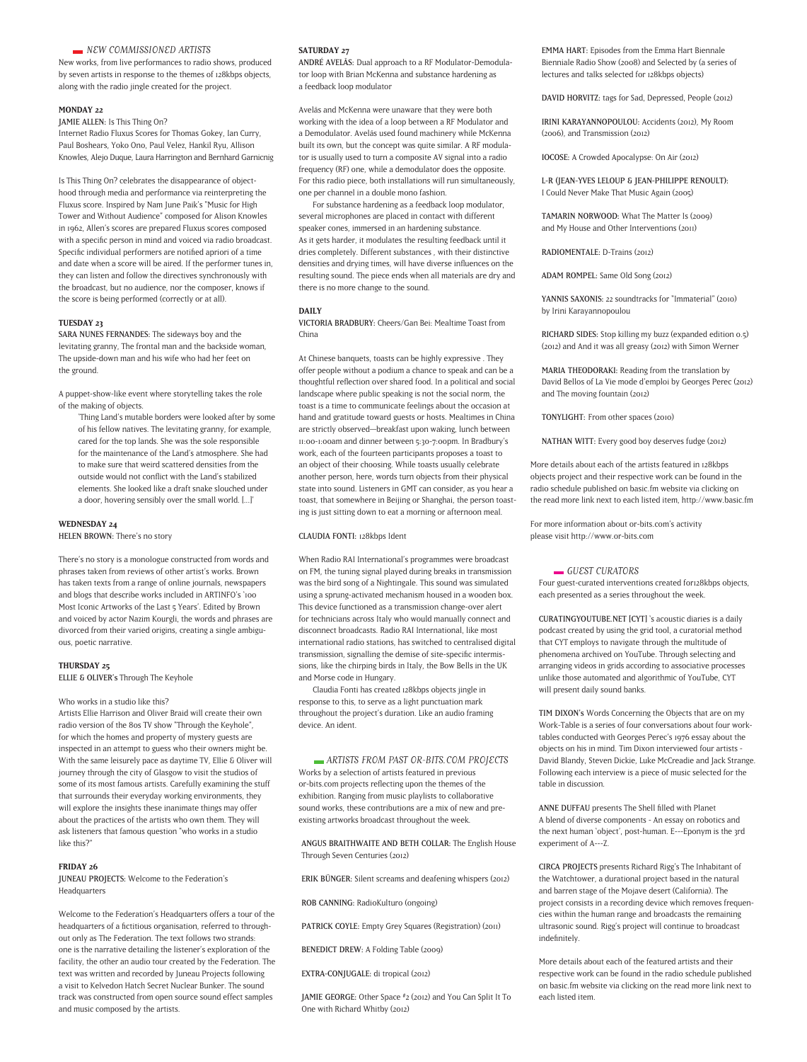## *NEW COMMISSIONED ARTISTS*

New works, from live performances to radio shows, produced by seven artists in response to the themes of 128kbps objects, along with the radio jingle created for the project.

### MONDAY 22

JAMIE ALLEN: Is This Thing On?
Internet Radio Fluxus Scores for Thomas Gokey, Ian Curry, Paul Boshears, Yoko Ono, Paul Velez, Hankil Ryu, Allison Knowles, Alejo Duque, Laura Harrington and Bernhard Garnicnig

Is This Thing On? celebrates the disappearance of object-hood through media and performance via reinterpreting the Fluxus score. Inspired by Nam June Paik's "Music for High Tower and Without Audience" composed for Alison Knowles in 1962, Allen's scores are prepared Fluxus scores composed with a specific person in mind and voiced via radio broadcast. Specific individual performers are notified apriori of a time and date when a score will be aired. If the performer tunes in, they can listen and follow the directives synchronously with the broadcast, but no audience, nor the composer, knows if the score is being performed (correctly or at all).

### TUESDAY 23

SARA NUNES FERNANDES: The sideways boy and the levitating granny, The frontal man and the backside woman, The upside-down man and his wife who had her feet on the ground.

A puppet-show-like event where storytelling takes the role of the making of objects.

> 'Thing Land's mutable borders were looked after by some of his fellow natives. The levitating granny, for example, cared for the top lands. She was the sole responsible for the maintenance of the Land's atmosphere. She had to make sure that weird scattered densities from the outside would not conflict with the Land's stabilized elements. She looked like a draft snake slouched under a door, hovering sensibly over the small world. [...]'

### WEDNESDAY 24

HELEN BROWN: There's no story

There's no story is a monologue constructed from words and phrases taken from reviews of other artist's works. Brown has taken texts from a range of online journals, newspapers and blogs that describe works included in ARTINFO's '100 Most Iconic Artworks of the Last 5 Years'. Edited by Brown and voiced by actor Nazim Kourgli, the words and phrases are divorced from their varied origins, creating a single ambiguous, poetic narrative.

### THURSDAY 25

ELLIE & OLIVER's Through The Keyhole

Who works in a studio like this?
Artists Ellie Harrison and Oliver Braid will create their own radio version of the 80s TV show "Through the Keyhole", for which the homes and property of mystery guests are inspected in an attempt to guess who their owners might be. With the same leisurely pace as daytime TV, Ellie & Oliver will journey through the city of Glasgow to visit the studios of some of its most famous artists. Carefully examining the stuff that surrounds their everyday working environments, they will explore the insights these inanimate things may offer about the practices of the artists who own them. They will ask listeners that famous question "who works in a studio like this?"

### FRIDAY 26

JUNEAU PROJECTS: Welcome to the Federation's Headquarters

Welcome to the Federation's Headquarters offers a tour of the headquarters of a fictitious organisation, referred to throughout only as The Federation. The text follows two strands: one is the narrative detailing the listener's exploration of the facility, the other an audio tour created by the Federation. The text was written and recorded by Juneau Projects following a visit to Kelvedon Hatch Secret Nuclear Bunker. The sound track was constructed from open source sound effect samples and music composed by the artists.

### SATURDAY 27

ANDRÉ AVELÃS: Dual approach to a RF Modulator-Demodulator loop with Brian McKenna and substance hardening as a feedback loop modulator

Avelãs and McKenna were unaware that they were both working with the idea of a loop between a RF Modulator and a Demodulator. Avelãs used found machinery while McKenna built its own, but the concept was quite similar. A RF modulator is usually used to turn a composite AV signal into a radio frequency (RF) one, while a demodulator does the opposite. For this radio piece, both installations will run simultaneously, one per channel in a double mono fashion.

For substance hardening as a feedback loop modulator, several microphones are placed in contact with different speaker cones, immersed in an hardening substance. As it gets harder, it modulates the resulting feedback until it dries completely. Different substances , with their distinctive densities and drying times, will have diverse influences on the resulting sound. The piece ends when all materials are dry and there is no more change to the sound.

### DAILY

VICTORIA BRADBURY: Cheers/Gan Bei: Mealtime Toast from China

At Chinese banquets, toasts can be highly expressive . They offer people without a podium a chance to speak and can be a thoughtful reflection over shared food. In a political and social landscape where public speaking is not the social norm, the toast is a time to communicate feelings about the occasion at hand and gratitude toward guests or hosts. Mealtimes in China are strictly observed—breakfast upon waking, lunch between 11:00-1:00am and dinner between 5:30-7:00pm. In Bradbury's work, each of the fourteen participants proposes a toast to an object of their choosing. While toasts usually celebrate another person, here, words turn objects from their physical state into sound. Listeners in GMT can consider, as you hear a toast, that somewhere in Beijing or Shanghai, the person toasting is just sitting down to eat a morning or afternoon meal.

CLAUDIA FONTI: 128kbps Ident

When Radio RAI International's programmes were broadcast on FM, the tuning signal played during breaks in transmission was the bird song of a Nightingale. This sound was simulated using a sprung-activated mechanism housed in a wooden box. This device functioned as a transmission change-over alert for technicians across Italy who would manually connect and disconnect broadcasts. Radio RAI International, like most international radio stations, has switched to centralised digital transmission, signalling the demise of site-specific intermissions, like the chirping birds in Italy, the Bow Bells in the UK and Morse code in Hungary.

Claudia Fonti has created 128kbps objects jingle in response to this, to serve as a light punctuation mark throughout the project's duration. Like an audio framing device. An ident.

## *ARTISTS FROM PAST OR-BITS.COM PROJECTS*

Works by a selection of artists featured in previous or-bits.com projects reflecting upon the themes of the exhibition. Ranging from music playlists to collaborative sound works, these contributions are a mix of new and pre-existing artworks broadcast throughout the week.

ANGUS BRAITHWAITE AND BETH COLLAR: The English House Through Seven Centuries (2012)

ERIK BÜNGER: Silent screams and deafening whispers (2012)

ROB CANNING: RadioKulturo (ongoing)

PATRICK COYLE: Empty Grey Squares (Registration) (2011)

BENEDICT DREW: A Folding Table (2009)

EXTRA-CONJUGALE: di tropical (2012)

JAMIE GEORGE: Other Space #2 (2012) and You Can Split It To One with Richard Whitby (2012)

EMMA HART: Episodes from the Emma Hart Biennale Bienniale Radio Show (2008) and Selected by (a series of lectures and talks selected for 128kbps objects)

DAVID HORVITZ: tags for Sad, Depressed, People (2012)

IRINI KARAYANNOPOULOU: Accidents (2012), My Room (2006), and Transmission (2012)

IOCOSE: A Crowded Apocalypse: On Air (2012)

L-R (JEAN-YVES LELOUP & JEAN-PHILIPPE RENOULT): I Could Never Make That Music Again (2005)

TAMARIN NORWOOD: What The Matter Is (2009) and My House and Other Interventions (2011)

RADIOMENTALE: D-Trains (2012)

ADAM ROMPEL: Same Old Song (2012)

YANNIS SAXONIS: 22 soundtracks for "Immaterial" (2010) by Irini Karayannopoulou

RICHARD SIDES: Stop killing my buzz (expanded edition 0.5) (2012) and And it was all greasy (2012) with Simon Werner

MARIA THEODORAKI: Reading from the translation by David Bellos of La Vie mode d'emploi by Georges Perec (2012) and The moving fountain (2012)

TONYLIGHT: From other spaces (2010)

NATHAN WITT: Every good boy deserves fudge (2012)

More details about each of the artists featured in 128kbps objects project and their respective work can be found in the radio schedule published on basic.fm website via clicking on the read more link next to each listed item, http://www.basic.fm

For more information about or-bits.com's activity please visit http://www.or-bits.com

## *GUEST CURATORS*

Four guest-curated interventions created for128kbps objects, each presented as a series throughout the week.

CURATINGYOUTUBE.NET [CYT] 's acoustic diaries is a daily podcast created by using the grid tool, a curatorial method that CYT employs to navigate through the multitude of phenomena archived on YouTube. Through selecting and arranging videos in grids according to associative processes unlike those automated and algorithmic of YouTube, CYT will present daily sound banks.

TIM DIXON's Words Concerning the Objects that are on my Work-Table is a series of four conversations about four work-tables conducted with Georges Perec's 1976 essay about the objects on his in mind. Tim Dixon interviewed four artists - David Blandy, Steven Dickie, Luke McCreadie and Jack Strange. Following each interview is a piece of music selected for the table in discussion.

ANNE DUFFAU presents The Shell filled with Planet
A blend of diverse components - An essay on robotics and the next human 'object', post-human. E---Eponym is the 3rd experiment of A---Z.

CIRCA PROJECTS presents Richard Rigg's The Inhabitant of the Watchtower, a durational project based in the natural and barren stage of the Mojave desert (California). The project consists in a recording device which removes frequencies within the human range and broadcasts the remaining ultrasonic sound. Rigg's project will continue to broadcast indefinitely.

More details about each of the featured artists and their respective work can be found in the radio schedule published on basic.fm website via clicking on the read more link next to each listed item.